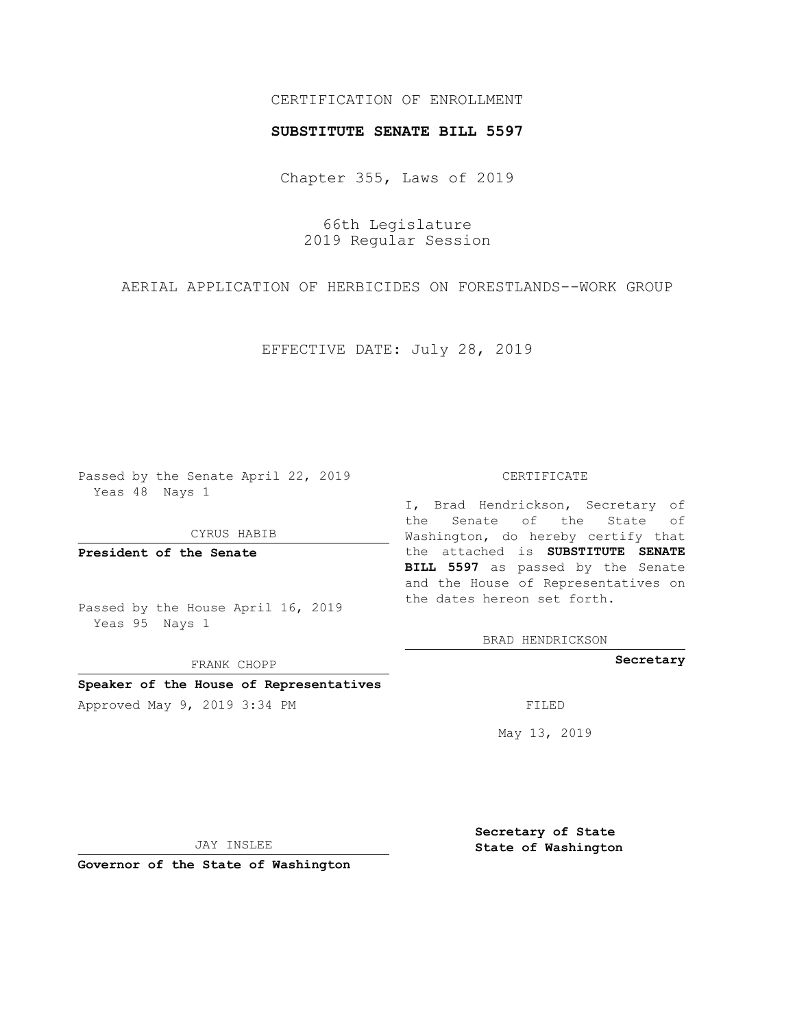CERTIFICATION OF ENROLLMENT

**SUBSTITUTE SENATE BILL 5597**

Chapter 355, Laws of 2019

66th Legislature
2019 Regular Session

AERIAL APPLICATION OF HERBICIDES ON FORESTLANDS--WORK GROUP

EFFECTIVE DATE: July 28, 2019

Passed by the Senate April 22, 2019
Yeas 48 Nays 1

CYRUS HABIB

**President of the Senate**

Passed by the House April 16, 2019
Yeas 95 Nays 1

FRANK CHOPP

**Speaker of the House of Representatives**

Approved May 9, 2019 3:34 PM

JAY INSLEE

**Governor of the State of Washington**

CERTIFICATE

I, Brad Hendrickson, Secretary of the Senate of the State of Washington, do hereby certify that the attached is **SUBSTITUTE SENATE BILL 5597** as passed by the Senate and the House of Representatives on the dates hereon set forth.

BRAD HENDRICKSON

**Secretary**

FILED

May 13, 2019

**Secretary of State**
**State of Washington**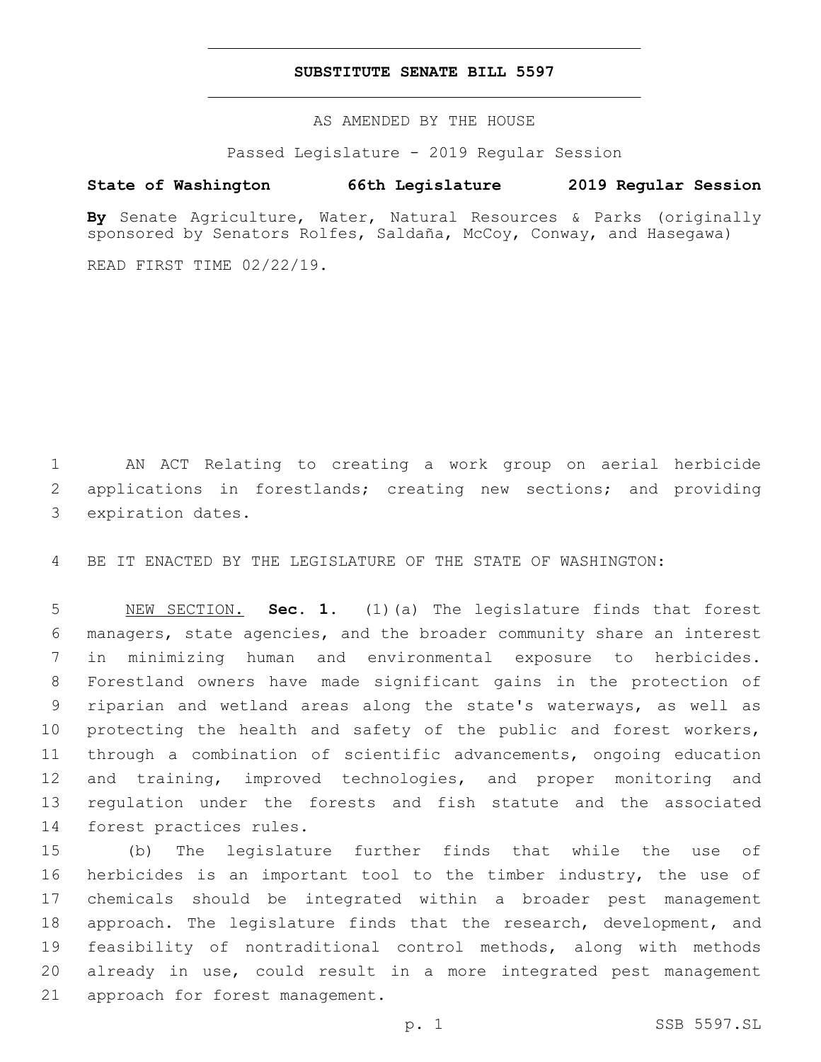# SUBSTITUTE SENATE BILL 5597

AS AMENDED BY THE HOUSE

Passed Legislature - 2019 Regular Session

**State of Washington 66th Legislature 2019 Regular Session**

**By** Senate Agriculture, Water, Natural Resources & Parks (originally sponsored by Senators Rolfes, Saldaña, McCoy, Conway, and Hasegawa)

READ FIRST TIME 02/22/19.

AN ACT Relating to creating a work group on aerial herbicide applications in forestlands; creating new sections; and providing expiration dates.

BE IT ENACTED BY THE LEGISLATURE OF THE STATE OF WASHINGTON:

NEW SECTION. **Sec. 1.** (1)(a) The legislature finds that forest managers, state agencies, and the broader community share an interest in minimizing human and environmental exposure to herbicides. Forestland owners have made significant gains in the protection of riparian and wetland areas along the state's waterways, as well as protecting the health and safety of the public and forest workers, through a combination of scientific advancements, ongoing education and training, improved technologies, and proper monitoring and regulation under the forests and fish statute and the associated forest practices rules.

(b) The legislature further finds that while the use of herbicides is an important tool to the timber industry, the use of chemicals should be integrated within a broader pest management approach. The legislature finds that the research, development, and feasibility of nontraditional control methods, along with methods already in use, could result in a more integrated pest management approach for forest management.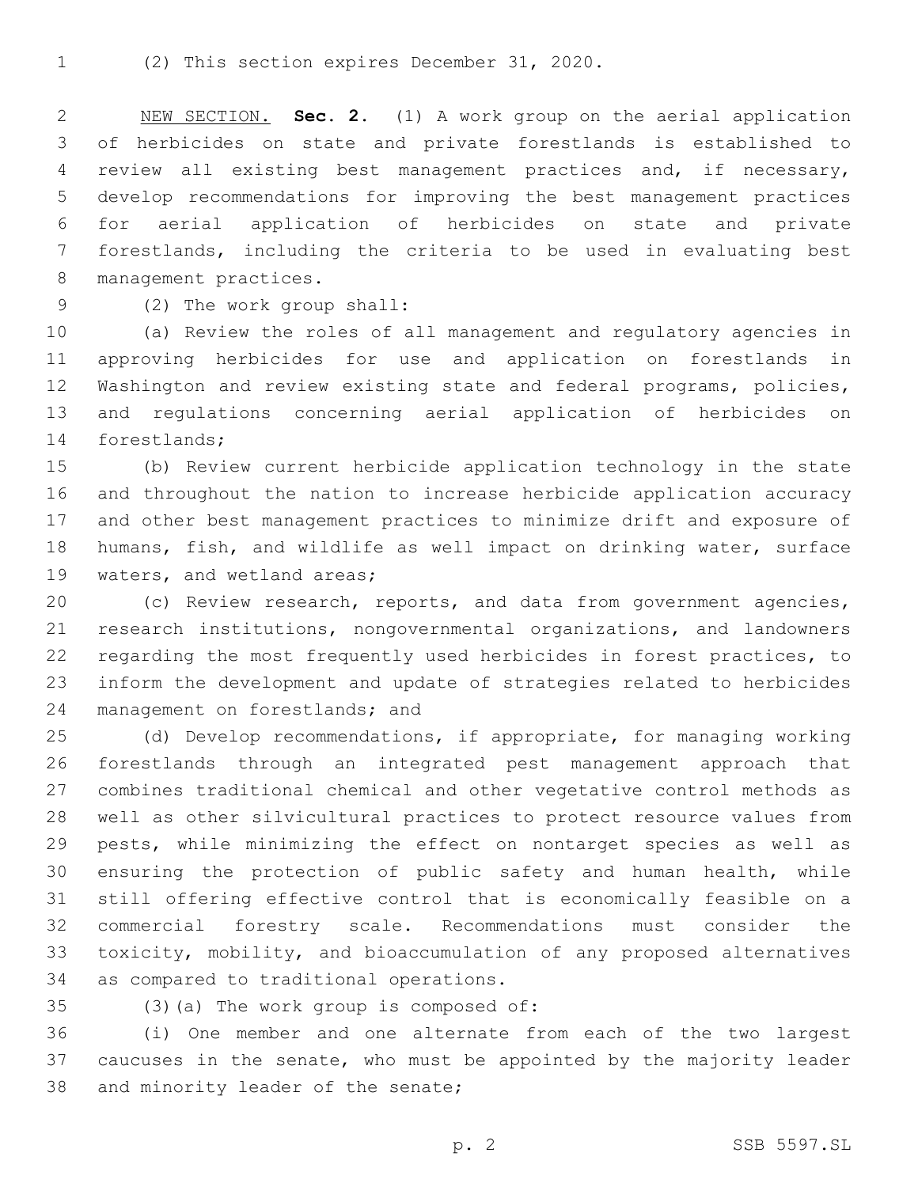(2) This section expires December 31, 2020.

NEW SECTION. **Sec. 2.** (1) A work group on the aerial application of herbicides on state and private forestlands is established to review all existing best management practices and, if necessary, develop recommendations for improving the best management practices for aerial application of herbicides on state and private forestlands, including the criteria to be used in evaluating best management practices.

(2) The work group shall:

(a) Review the roles of all management and regulatory agencies in approving herbicides for use and application on forestlands in Washington and review existing state and federal programs, policies, and regulations concerning aerial application of herbicides on forestlands;

(b) Review current herbicide application technology in the state and throughout the nation to increase herbicide application accuracy and other best management practices to minimize drift and exposure of humans, fish, and wildlife as well impact on drinking water, surface waters, and wetland areas;

(c) Review research, reports, and data from government agencies, research institutions, nongovernmental organizations, and landowners regarding the most frequently used herbicides in forest practices, to inform the development and update of strategies related to herbicides management on forestlands; and

(d) Develop recommendations, if appropriate, for managing working forestlands through an integrated pest management approach that combines traditional chemical and other vegetative control methods as well as other silvicultural practices to protect resource values from pests, while minimizing the effect on nontarget species as well as ensuring the protection of public safety and human health, while still offering effective control that is economically feasible on a commercial forestry scale. Recommendations must consider the toxicity, mobility, and bioaccumulation of any proposed alternatives as compared to traditional operations.

(3)(a) The work group is composed of:

(i) One member and one alternate from each of the two largest caucuses in the senate, who must be appointed by the majority leader and minority leader of the senate;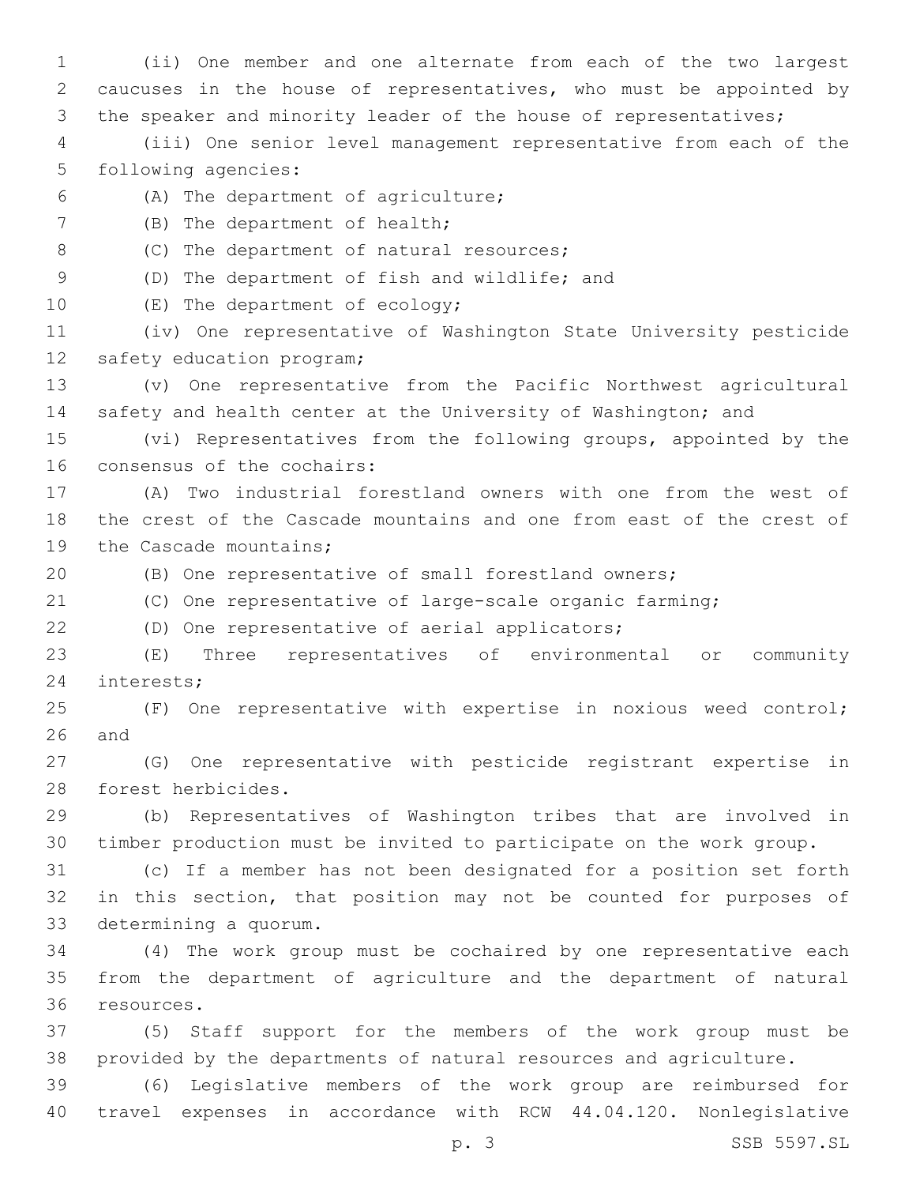(ii) One member and one alternate from each of the two largest caucuses in the house of representatives, who must be appointed by the speaker and minority leader of the house of representatives;

(iii) One senior level management representative from each of the following agencies:

(A) The department of agriculture;

(B) The department of health;

(C) The department of natural resources;

(D) The department of fish and wildlife; and

(E) The department of ecology;

(iv) One representative of Washington State University pesticide safety education program;

(v) One representative from the Pacific Northwest agricultural safety and health center at the University of Washington; and

(vi) Representatives from the following groups, appointed by the consensus of the cochairs:

(A) Two industrial forestland owners with one from the west of the crest of the Cascade mountains and one from east of the crest of the Cascade mountains;

(B) One representative of small forestland owners;

(C) One representative of large-scale organic farming;

(D) One representative of aerial applicators;

(E) Three representatives of environmental or community interests;

(F) One representative with expertise in noxious weed control; and

(G) One representative with pesticide registrant expertise in forest herbicides.

(b) Representatives of Washington tribes that are involved in timber production must be invited to participate on the work group.

(c) If a member has not been designated for a position set forth in this section, that position may not be counted for purposes of determining a quorum.

(4) The work group must be cochaired by one representative each from the department of agriculture and the department of natural resources.

(5) Staff support for the members of the work group must be provided by the departments of natural resources and agriculture.

(6) Legislative members of the work group are reimbursed for travel expenses in accordance with RCW 44.04.120. Nonlegislative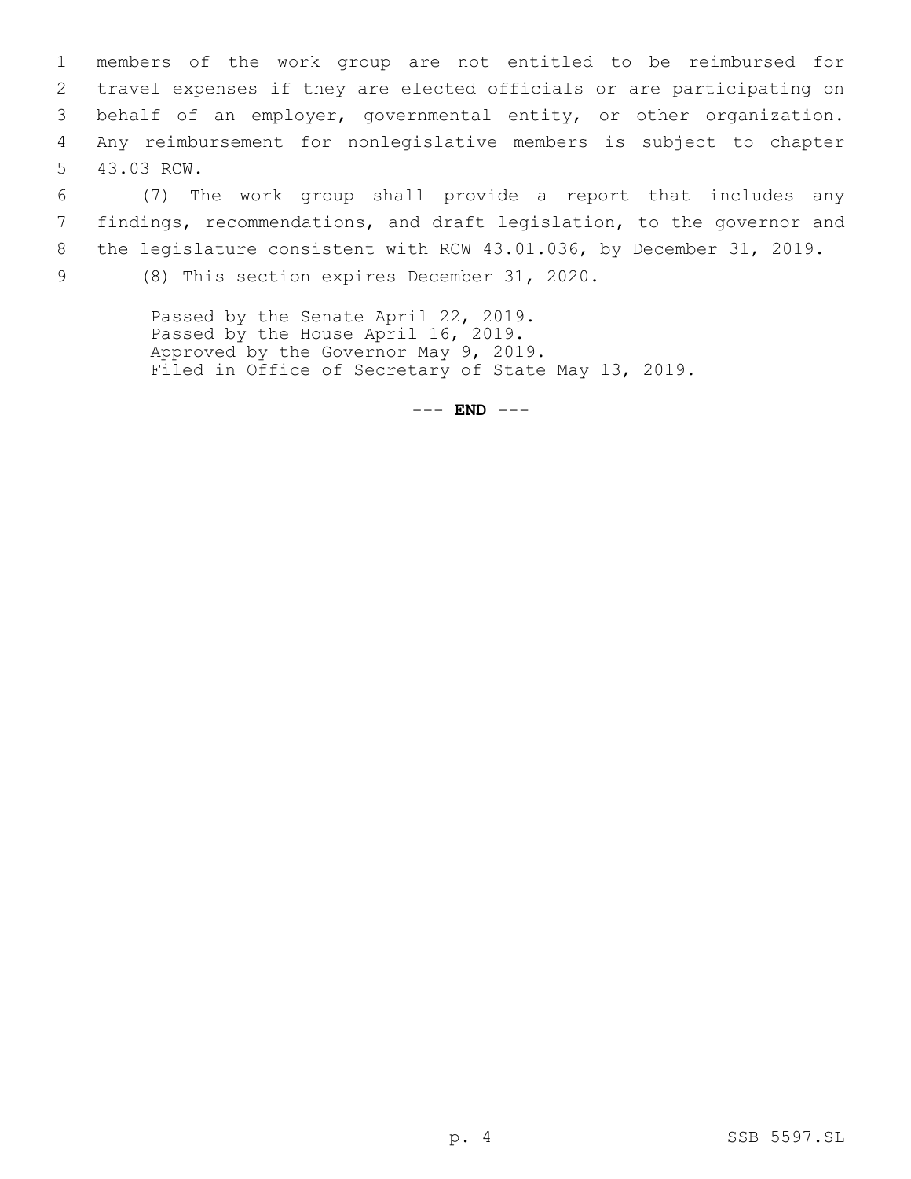members of the work group are not entitled to be reimbursed for travel expenses if they are elected officials or are participating on behalf of an employer, governmental entity, or other organization. Any reimbursement for nonlegislative members is subject to chapter 43.03 RCW.

(7) The work group shall provide a report that includes any findings, recommendations, and draft legislation, to the governor and the legislature consistent with RCW 43.01.036, by December 31, 2019.

(8) This section expires December 31, 2020.

Passed by the Senate April 22, 2019.
Passed by the House April 16, 2019.
Approved by the Governor May 9, 2019.
Filed in Office of Secretary of State May 13, 2019.

**--- END ---**